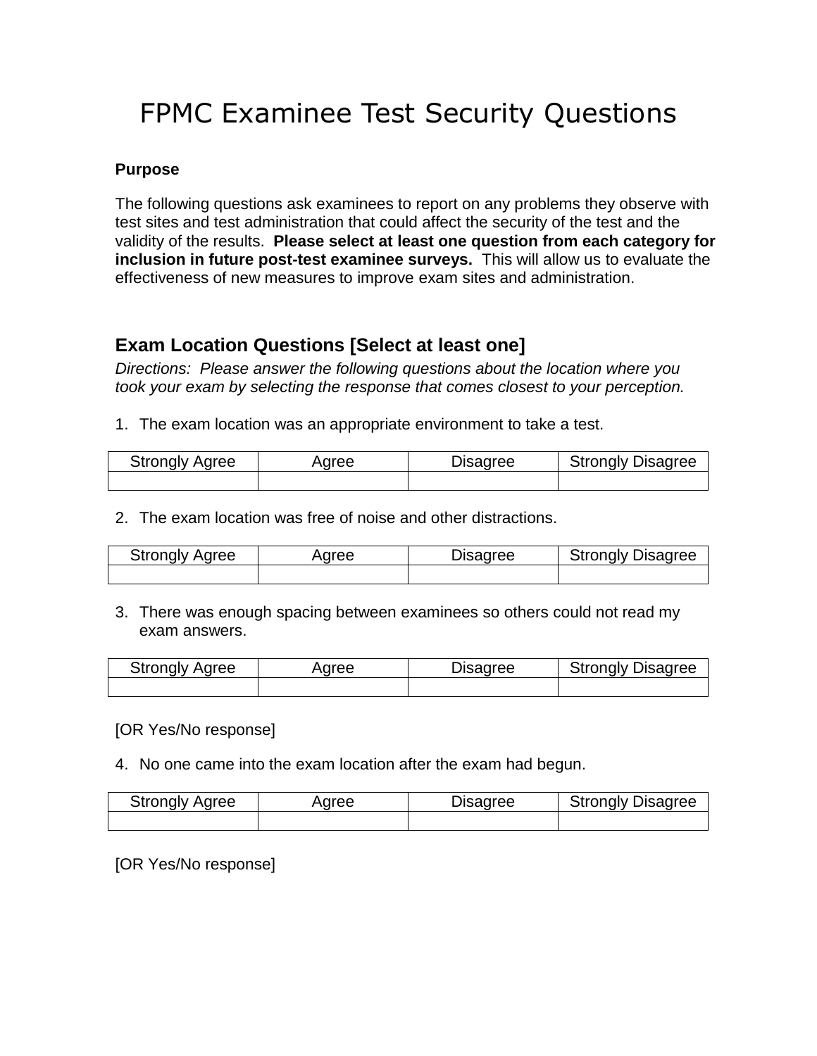# FPMC Examinee Test Security Questions

**Purpose**

The following questions ask examinees to report on any problems they observe with test sites and test administration that could affect the security of the test and the validity of the results. **Please select at least one question from each category for inclusion in future post-test examinee surveys.** This will allow us to evaluate the effectiveness of new measures to improve exam sites and administration.

## Exam Location Questions [Select at least one]

*Directions: Please answer the following questions about the location where you took your exam by selecting the response that comes closest to your perception.*

1. The exam location was an appropriate environment to take a test.

| Strongly Agree | Agree | Disagree | Strongly Disagree |
|---|---|---|---|
| | | | |

2. The exam location was free of noise and other distractions.

| Strongly Agree | Agree | Disagree | Strongly Disagree |
|---|---|---|---|
| | | | |

3. There was enough spacing between examinees so others could not read my exam answers.

| Strongly Agree | Agree | Disagree | Strongly Disagree |
|---|---|---|---|
| | | | |

[OR Yes/No response]

4. No one came into the exam location after the exam had begun.

| Strongly Agree | Agree | Disagree | Strongly Disagree |
|---|---|---|---|
| | | | |

[OR Yes/No response]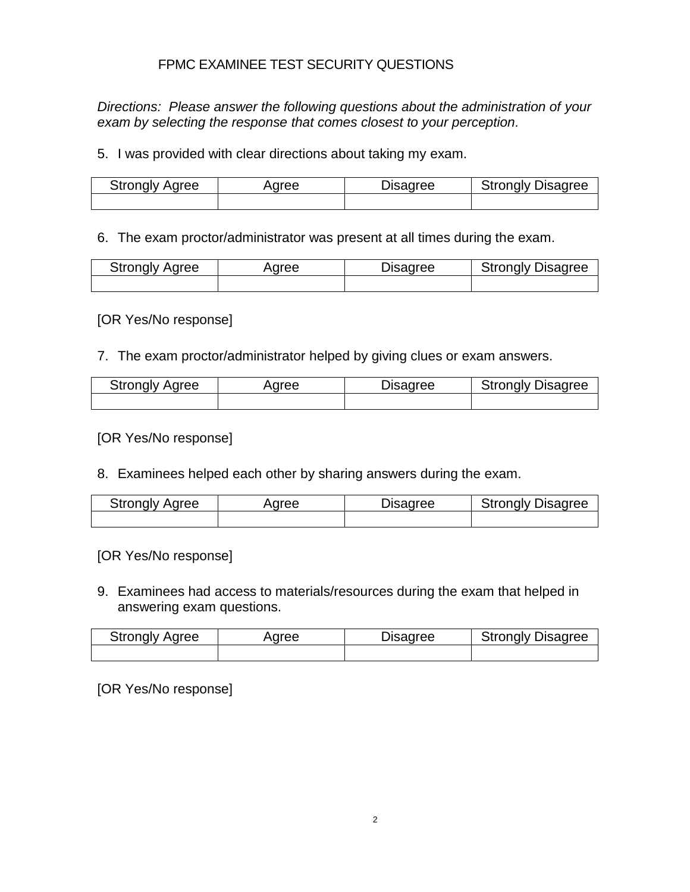# FPMC EXAMINEE TEST SECURITY QUESTIONS

*Directions: Please answer the following questions about the administration of your exam by selecting the response that comes closest to your perception.*

5. I was provided with clear directions about taking my exam.

| Strongly Agree | Agree | Disagree | Strongly Disagree |
|---|---|---|---|
| | | | |

6. The exam proctor/administrator was present at all times during the exam.

| Strongly Agree | Agree | Disagree | Strongly Disagree |
|---|---|---|---|
| | | | |

[OR Yes/No response]

7. The exam proctor/administrator helped by giving clues or exam answers.

| Strongly Agree | Agree | Disagree | Strongly Disagree |
|---|---|---|---|
| | | | |

[OR Yes/No response]

8. Examinees helped each other by sharing answers during the exam.

| Strongly Agree | Agree | Disagree | Strongly Disagree |
|---|---|---|---|
| | | | |

[OR Yes/No response]

9. Examinees had access to materials/resources during the exam that helped in answering exam questions.

| Strongly Agree | Agree | Disagree | Strongly Disagree |
|---|---|---|---|
| | | | |

[OR Yes/No response]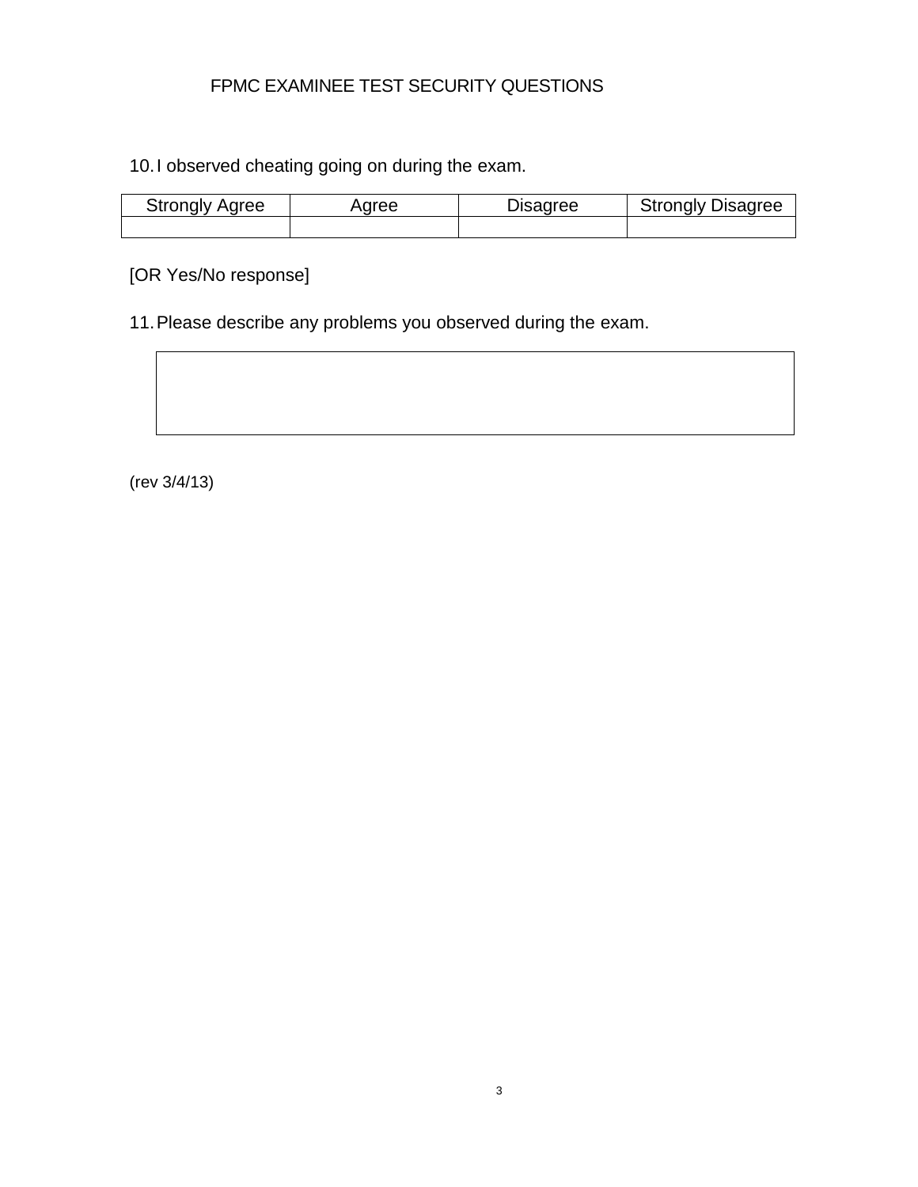FPMC EXAMINEE TEST SECURITY QUESTIONS

10. I observed cheating going on during the exam.

| Strongly Agree | Agree | Disagree | Strongly Disagree |
|---|---|---|---|
| | | | |

[OR Yes/No response]

11. Please describe any problems you observed during the exam.

| |
|---|
| |

(rev 3/4/13)